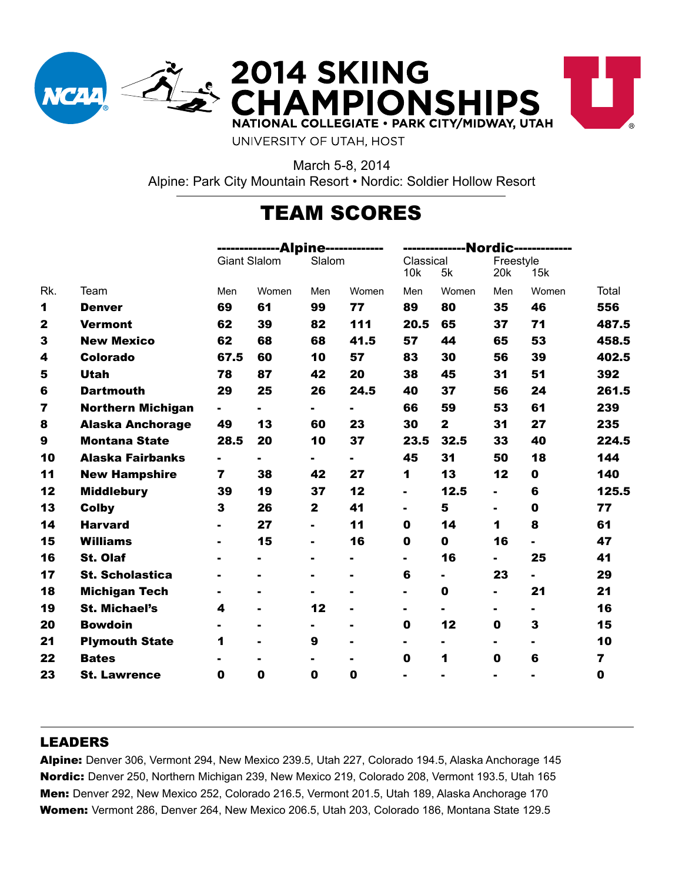# 2014 SKIING CHAMPIONSHIPS

NATIONAL COLLEGIATE • PARK CITY/MIDWAY, UTAH

UNIVERSITY OF UTAH, HOST

March 5-8, 2014

Alpine: Park City Mountain Resort • Nordic: Soldier Hollow Resort

## TEAM SCORES

| | | Alpine | | | | Nordic | | | | |
|---|---|---|---|---|---|---|---|---|---|---|
| | | Giant Slalom | | Slalom | | Classical 10k | 5k | Freestyle 20k | 15k | |
| Rk. | Team | Men | Women | Men | Women | Men | Women | Men | Women | Total |
| **1** | **Denver** | **69** | **61** | **99** | **77** | **89** | **80** | **35** | **46** | **556** |
| **2** | **Vermont** | **62** | **39** | **82** | **111** | **20.5** | **65** | **37** | **71** | **487.5** |
| **3** | **New Mexico** | **62** | **68** | **68** | **41.5** | **57** | **44** | **65** | **53** | **458.5** |
| **4** | **Colorado** | **67.5** | **60** | **10** | **57** | **83** | **30** | **56** | **39** | **402.5** |
| **5** | **Utah** | **78** | **87** | **42** | **20** | **38** | **45** | **31** | **51** | **392** |
| **6** | **Dartmouth** | **29** | **25** | **26** | **24.5** | **40** | **37** | **56** | **24** | **261.5** |
| **7** | **Northern Michigan** | **-** | **-** | **-** | **-** | **66** | **59** | **53** | **61** | **239** |
| **8** | **Alaska Anchorage** | **49** | **13** | **60** | **23** | **30** | **2** | **31** | **27** | **235** |
| **9** | **Montana State** | **28.5** | **20** | **10** | **37** | **23.5** | **32.5** | **33** | **40** | **224.5** |
| **10** | **Alaska Fairbanks** | **-** | **-** | **-** | **-** | **45** | **31** | **50** | **18** | **144** |
| **11** | **New Hampshire** | **7** | **38** | **42** | **27** | **1** | **13** | **12** | **0** | **140** |
| **12** | **Middlebury** | **39** | **19** | **37** | **12** | **-** | **12.5** | **-** | **6** | **125.5** |
| **13** | **Colby** | **3** | **26** | **2** | **41** | **-** | **5** | **-** | **0** | **77** |
| **14** | **Harvard** | **-** | **27** | **-** | **11** | **0** | **14** | **1** | **8** | **61** |
| **15** | **Williams** | **-** | **15** | **-** | **16** | **0** | **0** | **16** | **-** | **47** |
| **16** | **St. Olaf** | **-** | **-** | **-** | **-** | **-** | **16** | **-** | **25** | **41** |
| **17** | **St. Scholastica** | **-** | **-** | **-** | **-** | **6** | **-** | **23** | **-** | **29** |
| **18** | **Michigan Tech** | **-** | **-** | **-** | **-** | **-** | **0** | **-** | **21** | **21** |
| **19** | **St. Michael's** | **4** | **-** | **12** | **-** | **-** | **-** | **-** | **-** | **16** |
| **20** | **Bowdoin** | **-** | **-** | **-** | **-** | **0** | **12** | **0** | **3** | **15** |
| **21** | **Plymouth State** | **1** | **-** | **9** | **-** | **-** | **-** | **-** | **-** | **10** |
| **22** | **Bates** | **-** | **-** | **-** | **-** | **0** | **1** | **0** | **6** | **7** |
| **23** | **St. Lawrence** | **0** | **0** | **0** | **0** | **-** | **-** | **-** | **-** | **0** |

## LEADERS

**Alpine:** Denver 306, Vermont 294, New Mexico 239.5, Utah 227, Colorado 194.5, Alaska Anchorage 145

**Nordic:** Denver 250, Northern Michigan 239, New Mexico 219, Colorado 208, Vermont 193.5, Utah 165

**Men:** Denver 292, New Mexico 252, Colorado 216.5, Vermont 201.5, Utah 189, Alaska Anchorage 170

**Women:** Vermont 286, Denver 264, New Mexico 206.5, Utah 203, Colorado 186, Montana State 129.5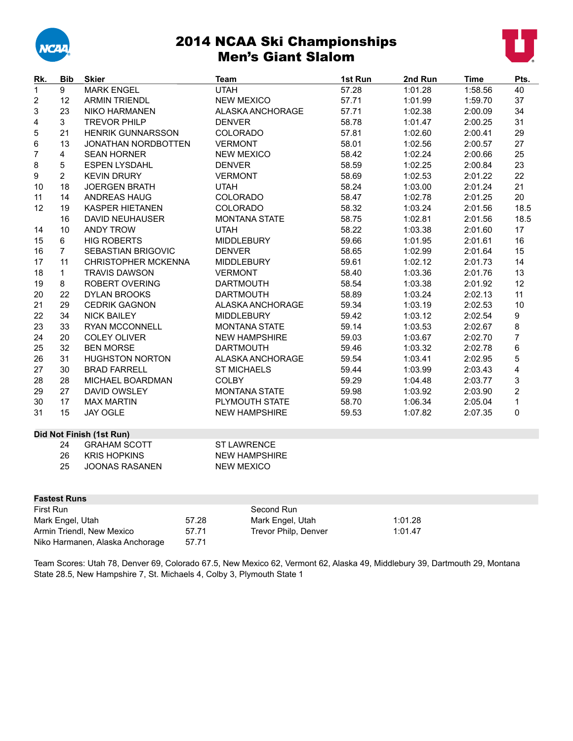# 2014 NCAA Ski Championships
## Men's Giant Slalom

| Rk. | Bib | Skier | Team | 1st Run | 2nd Run | Time | Pts. |
|---|---|---|---|---|---|---|---|
| 1 | 9 | MARK ENGEL | UTAH | 57.28 | 1:01.28 | 1:58.56 | 40 |
| 2 | 12 | ARMIN TRIENDL | NEW MEXICO | 57.71 | 1:01.99 | 1:59.70 | 37 |
| 3 | 23 | NIKO HARMANEN | ALASKA ANCHORAGE | 57.71 | 1:02.38 | 2:00.09 | 34 |
| 4 | 3 | TREVOR PHILP | DENVER | 58.78 | 1:01.47 | 2:00.25 | 31 |
| 5 | 21 | HENRIK GUNNARSSON | COLORADO | 57.81 | 1:02.60 | 2:00.41 | 29 |
| 6 | 13 | JONATHAN NORDBOTTEN | VERMONT | 58.01 | 1:02.56 | 2:00.57 | 27 |
| 7 | 4 | SEAN HORNER | NEW MEXICO | 58.42 | 1:02.24 | 2:00.66 | 25 |
| 8 | 5 | ESPEN LYSDAHL | DENVER | 58.59 | 1:02.25 | 2:00.84 | 23 |
| 9 | 2 | KEVIN DRURY | VERMONT | 58.69 | 1:02.53 | 2:01.22 | 22 |
| 10 | 18 | JOERGEN BRATH | UTAH | 58.24 | 1:03.00 | 2:01.24 | 21 |
| 11 | 14 | ANDREAS HAUG | COLORADO | 58.47 | 1:02.78 | 2:01.25 | 20 |
| 12 | 19 | KASPER HIETANEN | COLORADO | 58.32 | 1:03.24 | 2:01.56 | 18.5 |
| | 16 | DAVID NEUHAUSER | MONTANA STATE | 58.75 | 1:02.81 | 2:01.56 | 18.5 |
| 14 | 10 | ANDY TROW | UTAH | 58.22 | 1:03.38 | 2:01.60 | 17 |
| 15 | 6 | HIG ROBERTS | MIDDLEBURY | 59.66 | 1:01.95 | 2:01.61 | 16 |
| 16 | 7 | SEBASTIAN BRIGOVIC | DENVER | 58.65 | 1:02.99 | 2:01.64 | 15 |
| 17 | 11 | CHRISTOPHER MCKENNA | MIDDLEBURY | 59.61 | 1:02.12 | 2:01.73 | 14 |
| 18 | 1 | TRAVIS DAWSON | VERMONT | 58.40 | 1:03.36 | 2:01.76 | 13 |
| 19 | 8 | ROBERT OVERING | DARTMOUTH | 58.54 | 1:03.38 | 2:01.92 | 12 |
| 20 | 22 | DYLAN BROOKS | DARTMOUTH | 58.89 | 1:03.24 | 2:02.13 | 11 |
| 21 | 29 | CEDRIK GAGNON | ALASKA ANCHORAGE | 59.34 | 1:03.19 | 2:02.53 | 10 |
| 22 | 34 | NICK BAILEY | MIDDLEBURY | 59.42 | 1:03.12 | 2:02.54 | 9 |
| 23 | 33 | RYAN MCCONNELL | MONTANA STATE | 59.14 | 1:03.53 | 2:02.67 | 8 |
| 24 | 20 | COLEY OLIVER | NEW HAMPSHIRE | 59.03 | 1:03.67 | 2:02.70 | 7 |
| 25 | 32 | BEN MORSE | DARTMOUTH | 59.46 | 1:03.32 | 2:02.78 | 6 |
| 26 | 31 | HUGHSTON NORTON | ALASKA ANCHORAGE | 59.54 | 1:03.41 | 2:02.95 | 5 |
| 27 | 30 | BRAD FARRELL | ST MICHAELS | 59.44 | 1:03.99 | 2:03.43 | 4 |
| 28 | 28 | MICHAEL BOARDMAN | COLBY | 59.29 | 1:04.48 | 2:03.77 | 3 |
| 29 | 27 | DAVID OWSLEY | MONTANA STATE | 59.98 | 1:03.92 | 2:03.90 | 2 |
| 30 | 17 | MAX MARTIN | PLYMOUTH STATE | 58.70 | 1:06.34 | 2:05.04 | 1 |
| 31 | 15 | JAY OGLE | NEW HAMPSHIRE | 59.53 | 1:07.82 | 2:07.35 | 0 |

**Did Not Finish (1st Run)**

| Bib | Skier | Team |
|---|---|---|
| 24 | GRAHAM SCOTT | ST LAWRENCE |
| 26 | KRIS HOPKINS | NEW HAMPSHIRE |
| 25 | JOONAS RASANEN | NEW MEXICO |

**Fastest Runs**

| First Run | | Second Run | |
|---|---|---|---|
| Mark Engel, Utah | 57.28 | Mark Engel, Utah | 1:01.28 |
| Armin Triendl, New Mexico | 57.71 | Trevor Philp, Denver | 1:01.47 |
| Niko Harmanen, Alaska Anchorage | 57.71 | | |

Team Scores: Utah 78, Denver 69, Colorado 67.5, New Mexico 62, Vermont 62, Alaska 49, Middlebury 39, Dartmouth 29, Montana State 28.5, New Hampshire 7, St. Michaels 4, Colby 3, Plymouth State 1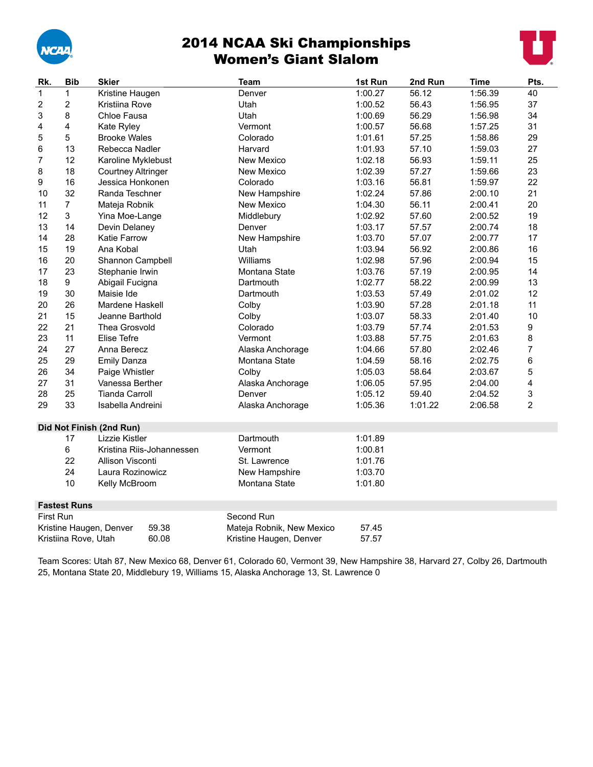# 2014 NCAA Ski Championships
## Women's Giant Slalom

| Rk. | Bib | Skier | Team | 1st Run | 2nd Run | Time | Pts. |
|---|---|---|---|---|---|---|---|
| 1 | 1 | Kristine Haugen | Denver | 1:00.27 | 56.12 | 1:56.39 | 40 |
| 2 | 2 | Kristiina Rove | Utah | 1:00.52 | 56.43 | 1:56.95 | 37 |
| 3 | 8 | Chloe Fausa | Utah | 1:00.69 | 56.29 | 1:56.98 | 34 |
| 4 | 4 | Kate Ryley | Vermont | 1:00.57 | 56.68 | 1:57.25 | 31 |
| 5 | 5 | Brooke Wales | Colorado | 1:01.61 | 57.25 | 1:58.86 | 29 |
| 6 | 13 | Rebecca Nadler | Harvard | 1:01.93 | 57.10 | 1:59.03 | 27 |
| 7 | 12 | Karoline Myklebust | New Mexico | 1:02.18 | 56.93 | 1:59.11 | 25 |
| 8 | 18 | Courtney Altringer | New Mexico | 1:02.39 | 57.27 | 1:59.66 | 23 |
| 9 | 16 | Jessica Honkonen | Colorado | 1:03.16 | 56.81 | 1:59.97 | 22 |
| 10 | 32 | Randa Teschner | New Hampshire | 1:02.24 | 57.86 | 2:00.10 | 21 |
| 11 | 7 | Mateja Robnik | New Mexico | 1:04.30 | 56.11 | 2:00.41 | 20 |
| 12 | 3 | Yina Moe-Lange | Middlebury | 1:02.92 | 57.60 | 2:00.52 | 19 |
| 13 | 14 | Devin Delaney | Denver | 1:03.17 | 57.57 | 2:00.74 | 18 |
| 14 | 28 | Katie Farrow | New Hampshire | 1:03.70 | 57.07 | 2:00.77 | 17 |
| 15 | 19 | Ana Kobal | Utah | 1:03.94 | 56.92 | 2:00.86 | 16 |
| 16 | 20 | Shannon Campbell | Williams | 1:02.98 | 57.96 | 2:00.94 | 15 |
| 17 | 23 | Stephanie Irwin | Montana State | 1:03.76 | 57.19 | 2:00.95 | 14 |
| 18 | 9 | Abigail Fucigna | Dartmouth | 1:02.77 | 58.22 | 2:00.99 | 13 |
| 19 | 30 | Maisie Ide | Dartmouth | 1:03.53 | 57.49 | 2:01.02 | 12 |
| 20 | 26 | Mardene Haskell | Colby | 1:03.90 | 57.28 | 2:01.18 | 11 |
| 21 | 15 | Jeanne Barthold | Colby | 1:03.07 | 58.33 | 2:01.40 | 10 |
| 22 | 21 | Thea Grosvold | Colorado | 1:03.79 | 57.74 | 2:01.53 | 9 |
| 23 | 11 | Elise Tefre | Vermont | 1:03.88 | 57.75 | 2:01.63 | 8 |
| 24 | 27 | Anna Berecz | Alaska Anchorage | 1:04.66 | 57.80 | 2:02.46 | 7 |
| 25 | 29 | Emily Danza | Montana State | 1:04.59 | 58.16 | 2:02.75 | 6 |
| 26 | 34 | Paige Whistler | Colby | 1:05.03 | 58.64 | 2:03.67 | 5 |
| 27 | 31 | Vanessa Berther | Alaska Anchorage | 1:06.05 | 57.95 | 2:04.00 | 4 |
| 28 | 25 | Tianda Carroll | Denver | 1:05.12 | 59.40 | 2:04.52 | 3 |
| 29 | 33 | Isabella Andreini | Alaska Anchorage | 1:05.36 | 1:01.22 | 2:06.58 | 2 |

### Did Not Finish (2nd Run)

| Bib | Skier | Team | 1st Run |
|---|---|---|---|
| 17 | Lizzie Kistler | Dartmouth | 1:01.89 |
| 6 | Kristina Riis-Johannessen | Vermont | 1:00.81 |
| 22 | Allison Visconti | St. Lawrence | 1:01.76 |
| 24 | Laura Rozinowicz | New Hampshire | 1:03.70 |
| 10 | Kelly McBroom | Montana State | 1:01.80 |

### Fastest Runs

| First Run | | Second Run | |
|---|---|---|---|
| Kristine Haugen, Denver | 59.38 | Mateja Robnik, New Mexico | 57.45 |
| Kristiina Rove, Utah | 60.08 | Kristine Haugen, Denver | 57.57 |

Team Scores: Utah 87, New Mexico 68, Denver 61, Colorado 60, Vermont 39, New Hampshire 38, Harvard 27, Colby 26, Dartmouth 25, Montana State 20, Middlebury 19, Williams 15, Alaska Anchorage 13, St. Lawrence 0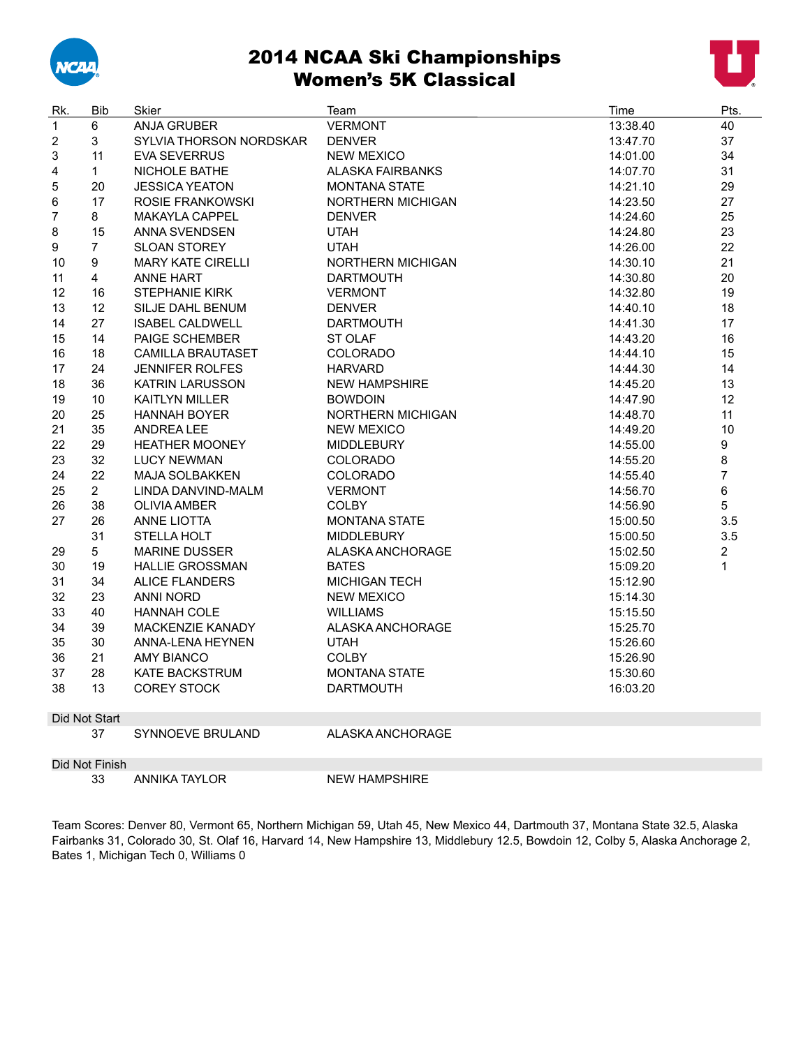# 2014 NCAA Ski Championships
## Women's 5K Classical

| Rk. | Bib | Skier | Team | Time | Pts. |
|---|---|---|---|---|---|
| 1 | 6 | ANJA GRUBER | VERMONT | 13:38.40 | 40 |
| 2 | 3 | SYLVIA THORSON NORDSKAR | DENVER | 13:47.70 | 37 |
| 3 | 11 | EVA SEVERRUS | NEW MEXICO | 14:01.00 | 34 |
| 4 | 1 | NICHOLE BATHE | ALASKA FAIRBANKS | 14:07.70 | 31 |
| 5 | 20 | JESSICA YEATON | MONTANA STATE | 14:21.10 | 29 |
| 6 | 17 | ROSIE FRANKOWSKI | NORTHERN MICHIGAN | 14:23.50 | 27 |
| 7 | 8 | MAKAYLA CAPPEL | DENVER | 14:24.60 | 25 |
| 8 | 15 | ANNA SVENDSEN | UTAH | 14:24.80 | 23 |
| 9 | 7 | SLOAN STOREY | UTAH | 14:26.00 | 22 |
| 10 | 9 | MARY KATE CIRELLI | NORTHERN MICHIGAN | 14:30.10 | 21 |
| 11 | 4 | ANNE HART | DARTMOUTH | 14:30.80 | 20 |
| 12 | 16 | STEPHANIE KIRK | VERMONT | 14:32.80 | 19 |
| 13 | 12 | SILJE DAHL BENUM | DENVER | 14:40.10 | 18 |
| 14 | 27 | ISABEL CALDWELL | DARTMOUTH | 14:41.30 | 17 |
| 15 | 14 | PAIGE SCHEMBER | ST OLAF | 14:43.20 | 16 |
| 16 | 18 | CAMILLA BRAUTASET | COLORADO | 14:44.10 | 15 |
| 17 | 24 | JENNIFER ROLFES | HARVARD | 14:44.30 | 14 |
| 18 | 36 | KATRIN LARUSSON | NEW HAMPSHIRE | 14:45.20 | 13 |
| 19 | 10 | KAITLYN MILLER | BOWDOIN | 14:47.90 | 12 |
| 20 | 25 | HANNAH BOYER | NORTHERN MICHIGAN | 14:48.70 | 11 |
| 21 | 35 | ANDREA LEE | NEW MEXICO | 14:49.20 | 10 |
| 22 | 29 | HEATHER MOONEY | MIDDLEBURY | 14:55.00 | 9 |
| 23 | 32 | LUCY NEWMAN | COLORADO | 14:55.20 | 8 |
| 24 | 22 | MAJA SOLBAKKEN | COLORADO | 14:55.40 | 7 |
| 25 | 2 | LINDA DANVIND-MALM | VERMONT | 14:56.70 | 6 |
| 26 | 38 | OLIVIA AMBER | COLBY | 14:56.90 | 5 |
| 27 | 26 | ANNE LIOTTA | MONTANA STATE | 15:00.50 | 3.5 |
| | 31 | STELLA HOLT | MIDDLEBURY | 15:00.50 | 3.5 |
| 29 | 5 | MARINE DUSSER | ALASKA ANCHORAGE | 15:02.50 | 2 |
| 30 | 19 | HALLIE GROSSMAN | BATES | 15:09.20 | 1 |
| 31 | 34 | ALICE FLANDERS | MICHIGAN TECH | 15:12.90 | |
| 32 | 23 | ANNI NORD | NEW MEXICO | 15:14.30 | |
| 33 | 40 | HANNAH COLE | WILLIAMS | 15:15.50 | |
| 34 | 39 | MACKENZIE KANADY | ALASKA ANCHORAGE | 15:25.70 | |
| 35 | 30 | ANNA-LENA HEYNEN | UTAH | 15:26.60 | |
| 36 | 21 | AMY BIANCO | COLBY | 15:26.90 | |
| 37 | 28 | KATE BACKSTRUM | MONTANA STATE | 15:30.60 | |
| 38 | 13 | COREY STOCK | DARTMOUTH | 16:03.20 | |

**Did Not Start**

| Bib | Skier | Team |
|---|---|---|
| 37 | SYNNOEVE BRULAND | ALASKA ANCHORAGE |

**Did Not Finish**

| Bib | Skier | Team |
|---|---|---|
| 33 | ANNIKA TAYLOR | NEW HAMPSHIRE |

Team Scores: Denver 80, Vermont 65, Northern Michigan 59, Utah 45, New Mexico 44, Dartmouth 37, Montana State 32.5, Alaska Fairbanks 31, Colorado 30, St. Olaf 16, Harvard 14, New Hampshire 13, Middlebury 12.5, Bowdoin 12, Colby 5, Alaska Anchorage 2, Bates 1, Michigan Tech 0, Williams 0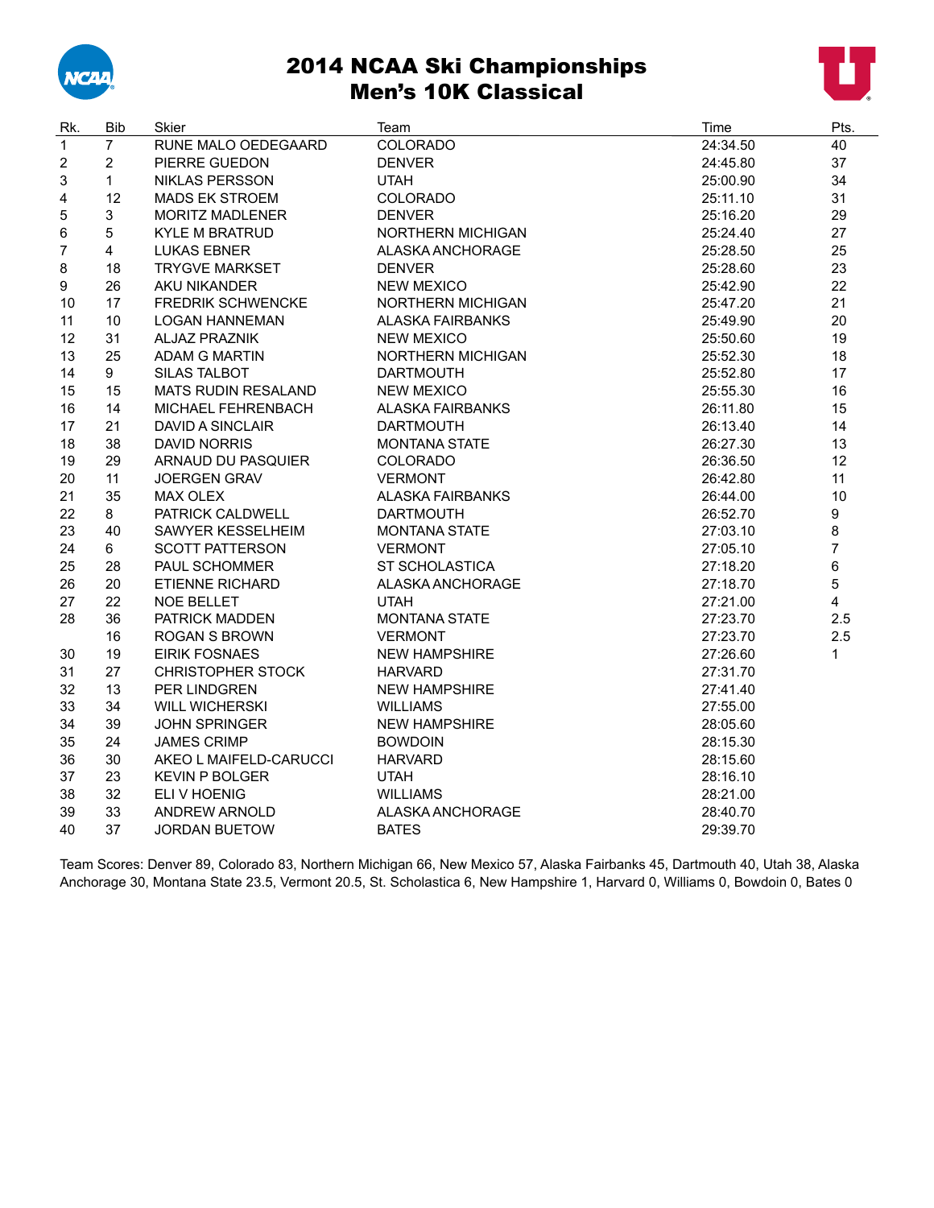# 2014 NCAA Ski Championships
## Men's 10K Classical

| Rk. | Bib | Skier | Team | Time | Pts. |
|---|---|---|---|---|---|
| 1 | 7 | RUNE MALO OEDEGAARD | COLORADO | 24:34.50 | 40 |
| 2 | 2 | PIERRE GUEDON | DENVER | 24:45.80 | 37 |
| 3 | 1 | NIKLAS PERSSON | UTAH | 25:00.90 | 34 |
| 4 | 12 | MADS EK STROEM | COLORADO | 25:11.10 | 31 |
| 5 | 3 | MORITZ MADLENER | DENVER | 25:16.20 | 29 |
| 6 | 5 | KYLE M BRATRUD | NORTHERN MICHIGAN | 25:24.40 | 27 |
| 7 | 4 | LUKAS EBNER | ALASKA ANCHORAGE | 25:28.50 | 25 |
| 8 | 18 | TRYGVE MARKSET | DENVER | 25:28.60 | 23 |
| 9 | 26 | AKU NIKANDER | NEW MEXICO | 25:42.90 | 22 |
| 10 | 17 | FREDRIK SCHWENCKE | NORTHERN MICHIGAN | 25:47.20 | 21 |
| 11 | 10 | LOGAN HANNEMAN | ALASKA FAIRBANKS | 25:49.90 | 20 |
| 12 | 31 | ALJAZ PRAZNIK | NEW MEXICO | 25:50.60 | 19 |
| 13 | 25 | ADAM G MARTIN | NORTHERN MICHIGAN | 25:52.30 | 18 |
| 14 | 9 | SILAS TALBOT | DARTMOUTH | 25:52.80 | 17 |
| 15 | 15 | MATS RUDIN RESALAND | NEW MEXICO | 25:55.30 | 16 |
| 16 | 14 | MICHAEL FEHRENBACH | ALASKA FAIRBANKS | 26:11.80 | 15 |
| 17 | 21 | DAVID A SINCLAIR | DARTMOUTH | 26:13.40 | 14 |
| 18 | 38 | DAVID NORRIS | MONTANA STATE | 26:27.30 | 13 |
| 19 | 29 | ARNAUD DU PASQUIER | COLORADO | 26:36.50 | 12 |
| 20 | 11 | JOERGEN GRAV | VERMONT | 26:42.80 | 11 |
| 21 | 35 | MAX OLEX | ALASKA FAIRBANKS | 26:44.00 | 10 |
| 22 | 8 | PATRICK CALDWELL | DARTMOUTH | 26:52.70 | 9 |
| 23 | 40 | SAWYER KESSELHEIM | MONTANA STATE | 27:03.10 | 8 |
| 24 | 6 | SCOTT PATTERSON | VERMONT | 27:05.10 | 7 |
| 25 | 28 | PAUL SCHOMMER | ST SCHOLASTICA | 27:18.20 | 6 |
| 26 | 20 | ETIENNE RICHARD | ALASKA ANCHORAGE | 27:18.70 | 5 |
| 27 | 22 | NOE BELLET | UTAH | 27:21.00 | 4 |
| 28 | 36 | PATRICK MADDEN | MONTANA STATE | 27:23.70 | 2.5 |
| | 16 | ROGAN S BROWN | VERMONT | 27:23.70 | 2.5 |
| 30 | 19 | EIRIK FOSNAES | NEW HAMPSHIRE | 27:26.60 | 1 |
| 31 | 27 | CHRISTOPHER STOCK | HARVARD | 27:31.70 | |
| 32 | 13 | PER LINDGREN | NEW HAMPSHIRE | 27:41.40 | |
| 33 | 34 | WILL WICHERSKI | WILLIAMS | 27:55.00 | |
| 34 | 39 | JOHN SPRINGER | NEW HAMPSHIRE | 28:05.60 | |
| 35 | 24 | JAMES CRIMP | BOWDOIN | 28:15.30 | |
| 36 | 30 | AKEO L MAIFELD-CARUCCI | HARVARD | 28:15.60 | |
| 37 | 23 | KEVIN P BOLGER | UTAH | 28:16.10 | |
| 38 | 32 | ELI V HOENIG | WILLIAMS | 28:21.00 | |
| 39 | 33 | ANDREW ARNOLD | ALASKA ANCHORAGE | 28:40.70 | |
| 40 | 37 | JORDAN BUETOW | BATES | 29:39.70 | |

Team Scores: Denver 89, Colorado 83, Northern Michigan 66, New Mexico 57, Alaska Fairbanks 45, Dartmouth 40, Utah 38, Alaska Anchorage 30, Montana State 23.5, Vermont 20.5, St. Scholastica 6, New Hampshire 1, Harvard 0, Williams 0, Bowdoin 0, Bates 0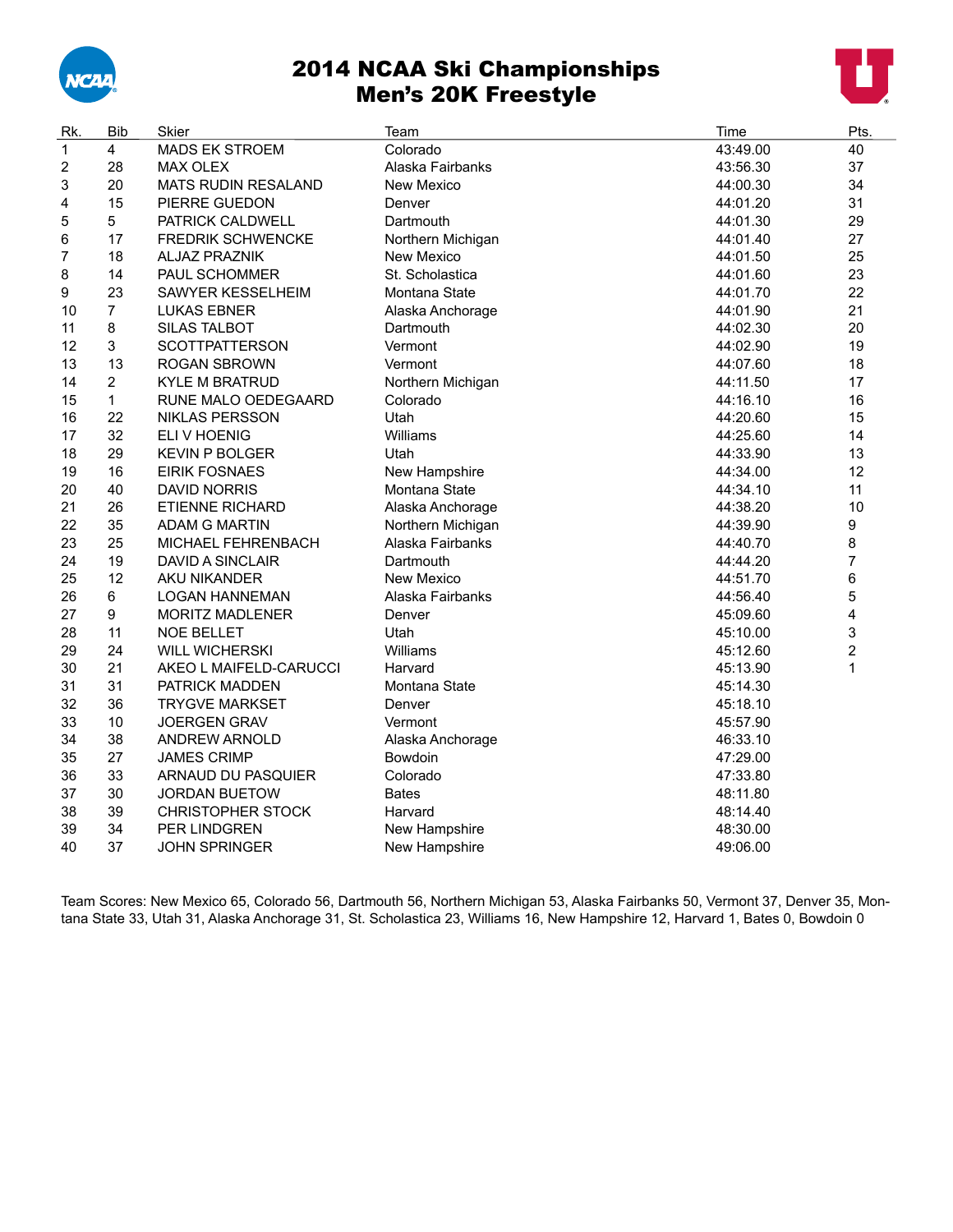# 2014 NCAA Ski Championships
## Men's 20K Freestyle

| Rk. | Bib | Skier | Team | Time | Pts. |
|---|---|---|---|---|---|
| 1 | 4 | MADS EK STROEM | Colorado | 43:49.00 | 40 |
| 2 | 28 | MAX OLEX | Alaska Fairbanks | 43:56.30 | 37 |
| 3 | 20 | MATS RUDIN RESALAND | New Mexico | 44:00.30 | 34 |
| 4 | 15 | PIERRE GUEDON | Denver | 44:01.20 | 31 |
| 5 | 5 | PATRICK CALDWELL | Dartmouth | 44:01.30 | 29 |
| 6 | 17 | FREDRIK SCHWENCKE | Northern Michigan | 44:01.40 | 27 |
| 7 | 18 | ALJAZ PRAZNIK | New Mexico | 44:01.50 | 25 |
| 8 | 14 | PAUL SCHOMMER | St. Scholastica | 44:01.60 | 23 |
| 9 | 23 | SAWYER KESSELHEIM | Montana State | 44:01.70 | 22 |
| 10 | 7 | LUKAS EBNER | Alaska Anchorage | 44:01.90 | 21 |
| 11 | 8 | SILAS TALBOT | Dartmouth | 44:02.30 | 20 |
| 12 | 3 | SCOTTPATTERSON | Vermont | 44:02.90 | 19 |
| 13 | 13 | ROGAN SBROWN | Vermont | 44:07.60 | 18 |
| 14 | 2 | KYLE M BRATRUD | Northern Michigan | 44:11.50 | 17 |
| 15 | 1 | RUNE MALO OEDEGAARD | Colorado | 44:16.10 | 16 |
| 16 | 22 | NIKLAS PERSSON | Utah | 44:20.60 | 15 |
| 17 | 32 | ELI V HOENIG | Williams | 44:25.60 | 14 |
| 18 | 29 | KEVIN P BOLGER | Utah | 44:33.90 | 13 |
| 19 | 16 | EIRIK FOSNAES | New Hampshire | 44:34.00 | 12 |
| 20 | 40 | DAVID NORRIS | Montana State | 44:34.10 | 11 |
| 21 | 26 | ETIENNE RICHARD | Alaska Anchorage | 44:38.20 | 10 |
| 22 | 35 | ADAM G MARTIN | Northern Michigan | 44:39.90 | 9 |
| 23 | 25 | MICHAEL FEHRENBACH | Alaska Fairbanks | 44:40.70 | 8 |
| 24 | 19 | DAVID A SINCLAIR | Dartmouth | 44:44.20 | 7 |
| 25 | 12 | AKU NIKANDER | New Mexico | 44:51.70 | 6 |
| 26 | 6 | LOGAN HANNEMAN | Alaska Fairbanks | 44:56.40 | 5 |
| 27 | 9 | MORITZ MADLENER | Denver | 45:09.60 | 4 |
| 28 | 11 | NOE BELLET | Utah | 45:10.00 | 3 |
| 29 | 24 | WILL WICHERSKI | Williams | 45:12.60 | 2 |
| 30 | 21 | AKEO L MAIFELD-CARUCCI | Harvard | 45:13.90 | 1 |
| 31 | 31 | PATRICK MADDEN | Montana State | 45:14.30 | |
| 32 | 36 | TRYGVE MARKSET | Denver | 45:18.10 | |
| 33 | 10 | JOERGEN GRAV | Vermont | 45:57.90 | |
| 34 | 38 | ANDREW ARNOLD | Alaska Anchorage | 46:33.10 | |
| 35 | 27 | JAMES CRIMP | Bowdoin | 47:29.00 | |
| 36 | 33 | ARNAUD DU PASQUIER | Colorado | 47:33.80 | |
| 37 | 30 | JORDAN BUETOW | Bates | 48:11.80 | |
| 38 | 39 | CHRISTOPHER STOCK | Harvard | 48:14.40 | |
| 39 | 34 | PER LINDGREN | New Hampshire | 48:30.00 | |
| 40 | 37 | JOHN SPRINGER | New Hampshire | 49:06.00 | |

Team Scores: New Mexico 65, Colorado 56, Dartmouth 56, Northern Michigan 53, Alaska Fairbanks 50, Vermont 37, Denver 35, Montana State 33, Utah 31, Alaska Anchorage 31, St. Scholastica 23, Williams 16, New Hampshire 12, Harvard 1, Bates 0, Bowdoin 0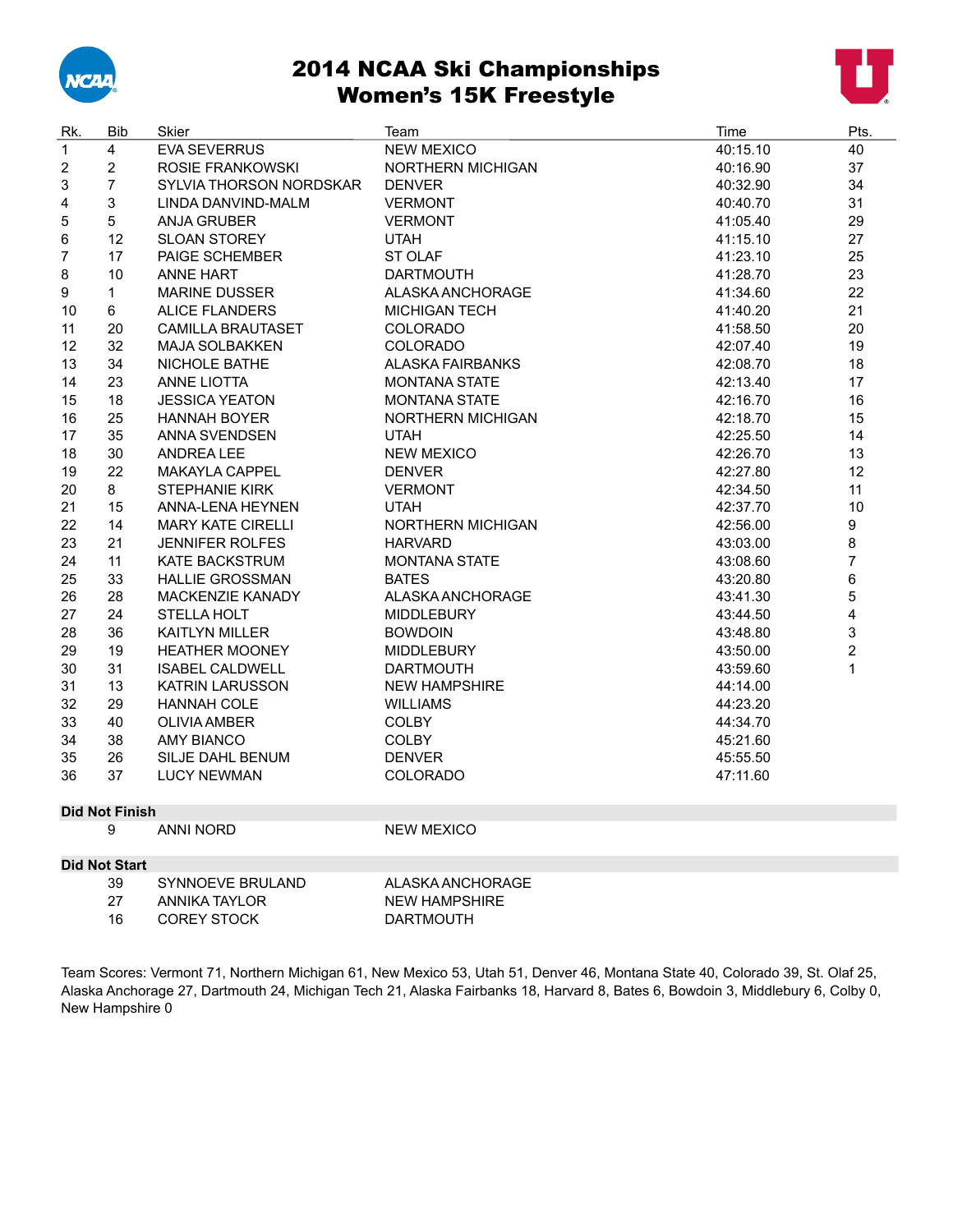# 2014 NCAA Ski Championships
# Women's 15K Freestyle

| Rk. | Bib | Skier | Team | Time | Pts. |
|---|---|---|---|---|---|
| 1 | 4 | EVA SEVERRUS | NEW MEXICO | 40:15.10 | 40 |
| 2 | 2 | ROSIE FRANKOWSKI | NORTHERN MICHIGAN | 40:16.90 | 37 |
| 3 | 7 | SYLVIA THORSON NORDSKAR | DENVER | 40:32.90 | 34 |
| 4 | 3 | LINDA DANVIND-MALM | VERMONT | 40:40.70 | 31 |
| 5 | 5 | ANJA GRUBER | VERMONT | 41:05.40 | 29 |
| 6 | 12 | SLOAN STOREY | UTAH | 41:15.10 | 27 |
| 7 | 17 | PAIGE SCHEMBER | ST OLAF | 41:23.10 | 25 |
| 8 | 10 | ANNE HART | DARTMOUTH | 41:28.70 | 23 |
| 9 | 1 | MARINE DUSSER | ALASKA ANCHORAGE | 41:34.60 | 22 |
| 10 | 6 | ALICE FLANDERS | MICHIGAN TECH | 41:40.20 | 21 |
| 11 | 20 | CAMILLA BRAUTASET | COLORADO | 41:58.50 | 20 |
| 12 | 32 | MAJA SOLBAKKEN | COLORADO | 42:07.40 | 19 |
| 13 | 34 | NICHOLE BATHE | ALASKA FAIRBANKS | 42:08.70 | 18 |
| 14 | 23 | ANNE LIOTTA | MONTANA STATE | 42:13.40 | 17 |
| 15 | 18 | JESSICA YEATON | MONTANA STATE | 42:16.70 | 16 |
| 16 | 25 | HANNAH BOYER | NORTHERN MICHIGAN | 42:18.70 | 15 |
| 17 | 35 | ANNA SVENDSEN | UTAH | 42:25.50 | 14 |
| 18 | 30 | ANDREA LEE | NEW MEXICO | 42:26.70 | 13 |
| 19 | 22 | MAKAYLA CAPPEL | DENVER | 42:27.80 | 12 |
| 20 | 8 | STEPHANIE KIRK | VERMONT | 42:34.50 | 11 |
| 21 | 15 | ANNA-LENA HEYNEN | UTAH | 42:37.70 | 10 |
| 22 | 14 | MARY KATE CIRELLI | NORTHERN MICHIGAN | 42:56.00 | 9 |
| 23 | 21 | JENNIFER ROLFES | HARVARD | 43:03.00 | 8 |
| 24 | 11 | KATE BACKSTRUM | MONTANA STATE | 43:08.60 | 7 |
| 25 | 33 | HALLIE GROSSMAN | BATES | 43:20.80 | 6 |
| 26 | 28 | MACKENZIE KANADY | ALASKA ANCHORAGE | 43:41.30 | 5 |
| 27 | 24 | STELLA HOLT | MIDDLEBURY | 43:44.50 | 4 |
| 28 | 36 | KAITLYN MILLER | BOWDOIN | 43:48.80 | 3 |
| 29 | 19 | HEATHER MOONEY | MIDDLEBURY | 43:50.00 | 2 |
| 30 | 31 | ISABEL CALDWELL | DARTMOUTH | 43:59.60 | 1 |
| 31 | 13 | KATRIN LARUSSON | NEW HAMPSHIRE | 44:14.00 | |
| 32 | 29 | HANNAH COLE | WILLIAMS | 44:23.20 | |
| 33 | 40 | OLIVIA AMBER | COLBY | 44:34.70 | |
| 34 | 38 | AMY BIANCO | COLBY | 45:21.60 | |
| 35 | 26 | SILJE DAHL BENUM | DENVER | 45:55.50 | |
| 36 | 37 | LUCY NEWMAN | COLORADO | 47:11.60 | |

**Did Not Finish**

| Bib | Skier | Team |
|---|---|---|
| 9 | ANNI NORD | NEW MEXICO |

**Did Not Start**

| Bib | Skier | Team |
|---|---|---|
| 39 | SYNNOEVE BRULAND | ALASKA ANCHORAGE |
| 27 | ANNIKA TAYLOR | NEW HAMPSHIRE |
| 16 | COREY STOCK | DARTMOUTH |

Team Scores: Vermont 71, Northern Michigan 61, New Mexico 53, Utah 51, Denver 46, Montana State 40, Colorado 39, St. Olaf 25, Alaska Anchorage 27, Dartmouth 24, Michigan Tech 21, Alaska Fairbanks 18, Harvard 8, Bates 6, Bowdoin 3, Middlebury 6, Colby 0, New Hampshire 0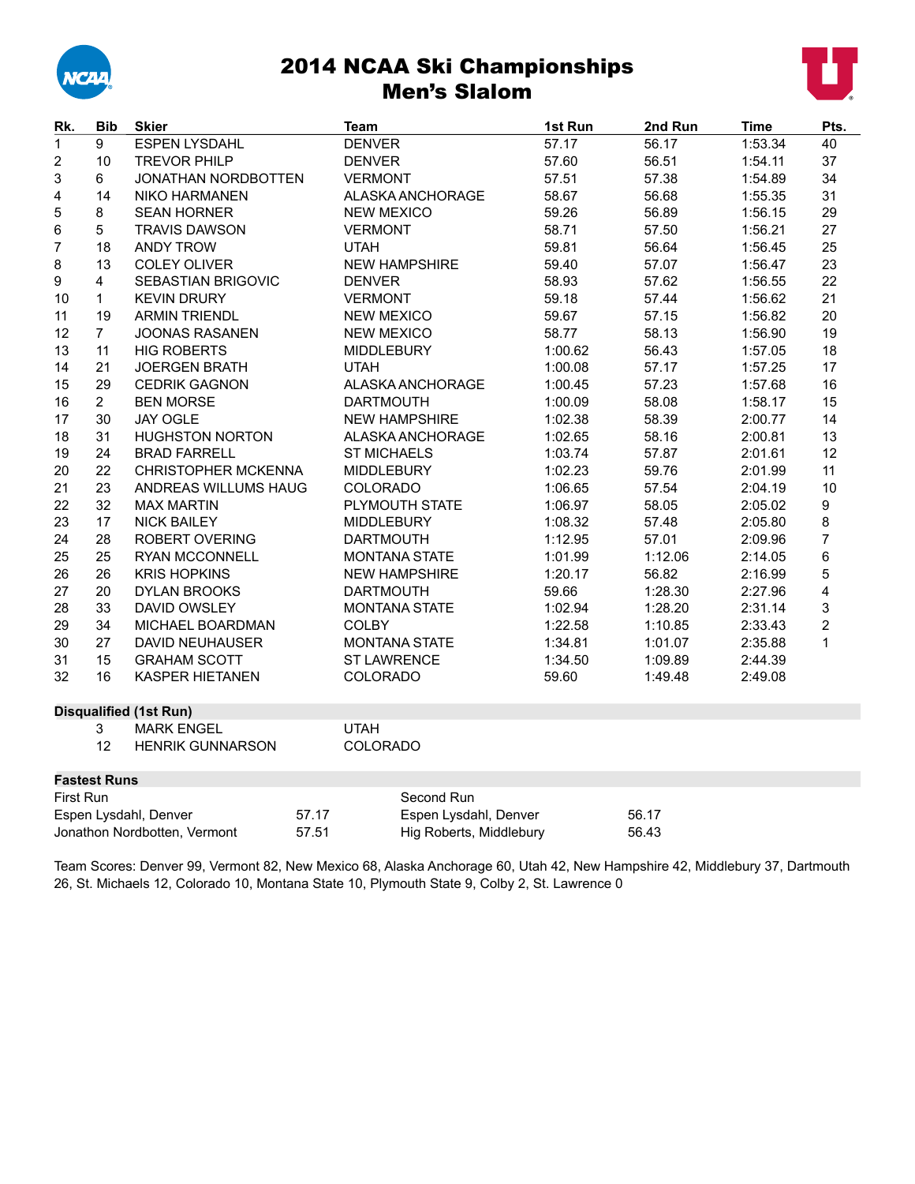# 2014 NCAA Ski Championships
## Men's Slalom

| Rk. | Bib | Skier | Team | 1st Run | 2nd Run | Time | Pts. |
|---|---|---|---|---|---|---|---|
| 1 | 9 | ESPEN LYSDAHL | DENVER | 57.17 | 56.17 | 1:53.34 | 40 |
| 2 | 10 | TREVOR PHILP | DENVER | 57.60 | 56.51 | 1:54.11 | 37 |
| 3 | 6 | JONATHAN NORDBOTTEN | VERMONT | 57.51 | 57.38 | 1:54.89 | 34 |
| 4 | 14 | NIKO HARMANEN | ALASKA ANCHORAGE | 58.67 | 56.68 | 1:55.35 | 31 |
| 5 | 8 | SEAN HORNER | NEW MEXICO | 59.26 | 56.89 | 1:56.15 | 29 |
| 6 | 5 | TRAVIS DAWSON | VERMONT | 58.71 | 57.50 | 1:56.21 | 27 |
| 7 | 18 | ANDY TROW | UTAH | 59.81 | 56.64 | 1:56.45 | 25 |
| 8 | 13 | COLEY OLIVER | NEW HAMPSHIRE | 59.40 | 57.07 | 1:56.47 | 23 |
| 9 | 4 | SEBASTIAN BRIGOVIC | DENVER | 58.93 | 57.62 | 1:56.55 | 22 |
| 10 | 1 | KEVIN DRURY | VERMONT | 59.18 | 57.44 | 1:56.62 | 21 |
| 11 | 19 | ARMIN TRIENDL | NEW MEXICO | 59.67 | 57.15 | 1:56.82 | 20 |
| 12 | 7 | JOONAS RASANEN | NEW MEXICO | 58.77 | 58.13 | 1:56.90 | 19 |
| 13 | 11 | HIG ROBERTS | MIDDLEBURY | 1:00.62 | 56.43 | 1:57.05 | 18 |
| 14 | 21 | JOERGEN BRATH | UTAH | 1:00.08 | 57.17 | 1:57.25 | 17 |
| 15 | 29 | CEDRIK GAGNON | ALASKA ANCHORAGE | 1:00.45 | 57.23 | 1:57.68 | 16 |
| 16 | 2 | BEN MORSE | DARTMOUTH | 1:00.09 | 58.08 | 1:58.17 | 15 |
| 17 | 30 | JAY OGLE | NEW HAMPSHIRE | 1:02.38 | 58.39 | 2:00.77 | 14 |
| 18 | 31 | HUGHSTON NORTON | ALASKA ANCHORAGE | 1:02.65 | 58.16 | 2:00.81 | 13 |
| 19 | 24 | BRAD FARRELL | ST MICHAELS | 1:03.74 | 57.87 | 2:01.61 | 12 |
| 20 | 22 | CHRISTOPHER MCKENNA | MIDDLEBURY | 1:02.23 | 59.76 | 2:01.99 | 11 |
| 21 | 23 | ANDREAS WILLUMS HAUG | COLORADO | 1:06.65 | 57.54 | 2:04.19 | 10 |
| 22 | 32 | MAX MARTIN | PLYMOUTH STATE | 1:06.97 | 58.05 | 2:05.02 | 9 |
| 23 | 17 | NICK BAILEY | MIDDLEBURY | 1:08.32 | 57.48 | 2:05.80 | 8 |
| 24 | 28 | ROBERT OVERING | DARTMOUTH | 1:12.95 | 57.01 | 2:09.96 | 7 |
| 25 | 25 | RYAN MCCONNELL | MONTANA STATE | 1:01.99 | 1:12.06 | 2:14.05 | 6 |
| 26 | 26 | KRIS HOPKINS | NEW HAMPSHIRE | 1:20.17 | 56.82 | 2:16.99 | 5 |
| 27 | 20 | DYLAN BROOKS | DARTMOUTH | 59.66 | 1:28.30 | 2:27.96 | 4 |
| 28 | 33 | DAVID OWSLEY | MONTANA STATE | 1:02.94 | 1:28.20 | 2:31.14 | 3 |
| 29 | 34 | MICHAEL BOARDMAN | COLBY | 1:22.58 | 1:10.85 | 2:33.43 | 2 |
| 30 | 27 | DAVID NEUHAUSER | MONTANA STATE | 1:34.81 | 1:01.07 | 2:35.88 | 1 |
| 31 | 15 | GRAHAM SCOTT | ST LAWRENCE | 1:34.50 | 1:09.89 | 2:44.39 | |
| 32 | 16 | KASPER HIETANEN | COLORADO | 59.60 | 1:49.48 | 2:49.08 | |

**Disqualified (1st Run)**

| Bib | Skier | Team |
|---|---|---|
| 3 | MARK ENGEL | UTAH |
| 12 | HENRIK GUNNARSON | COLORADO |

**Fastest Runs**

| First Run | | Second Run | |
|---|---|---|---|
| Espen Lysdahl, Denver | 57.17 | Espen Lysdahl, Denver | 56.17 |
| Jonathon Nordbotten, Vermont | 57.51 | Hig Roberts, Middlebury | 56.43 |

Team Scores: Denver 99, Vermont 82, New Mexico 68, Alaska Anchorage 60, Utah 42, New Hampshire 42, Middlebury 37, Dartmouth 26, St. Michaels 12, Colorado 10, Montana State 10, Plymouth State 9, Colby 2, St. Lawrence 0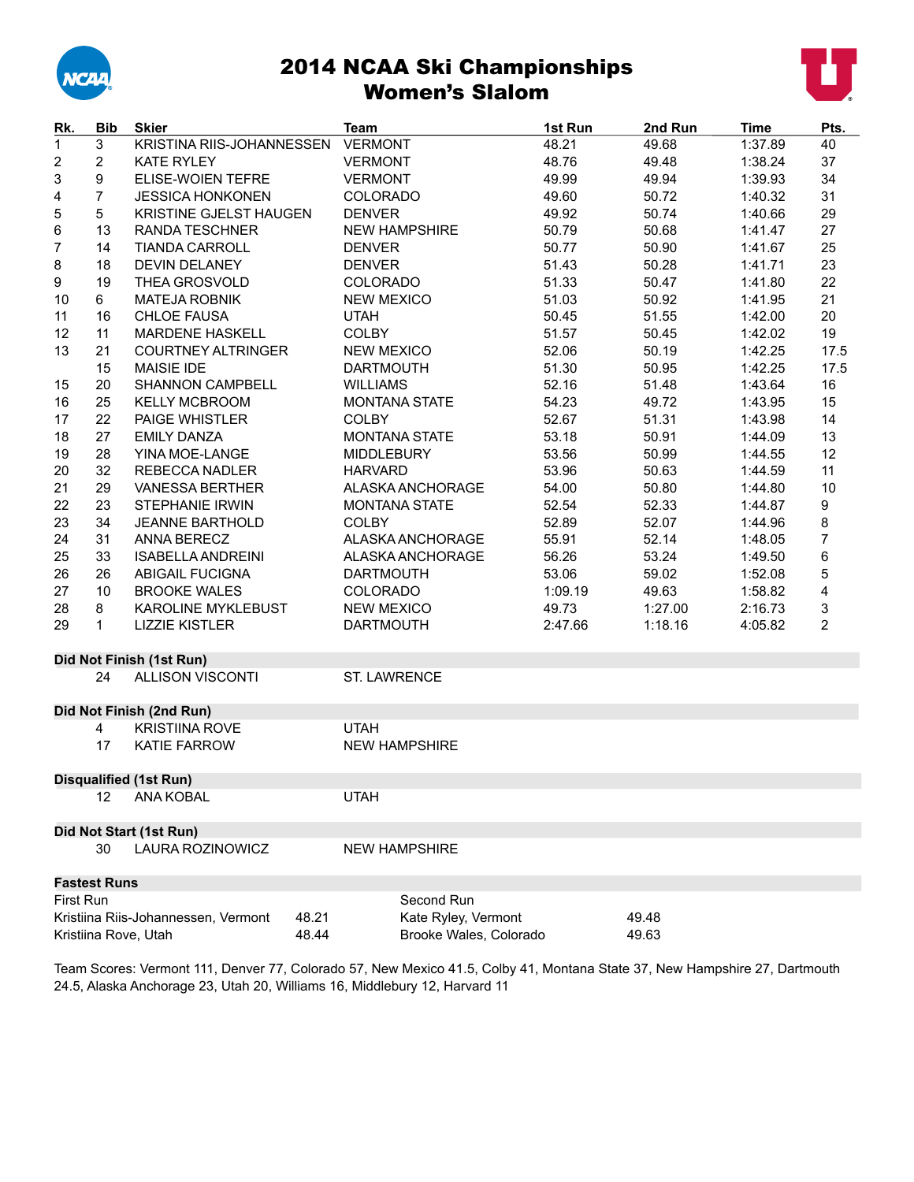# 2014 NCAA Ski Championships
## Women's Slalom

| Rk. | Bib | Skier | Team | 1st Run | 2nd Run | Time | Pts. |
|---|---|---|---|---|---|---|---|
| 1 | 3 | KRISTINA RIIS-JOHANNESSEN | VERMONT | 48.21 | 49.68 | 1:37.89 | 40 |
| 2 | 2 | KATE RYLEY | VERMONT | 48.76 | 49.48 | 1:38.24 | 37 |
| 3 | 9 | ELISE-WOIEN TEFRE | VERMONT | 49.99 | 49.94 | 1:39.93 | 34 |
| 4 | 7 | JESSICA HONKONEN | COLORADO | 49.60 | 50.72 | 1:40.32 | 31 |
| 5 | 5 | KRISTINE GJELST HAUGEN | DENVER | 49.92 | 50.74 | 1:40.66 | 29 |
| 6 | 13 | RANDA TESCHNER | NEW HAMPSHIRE | 50.79 | 50.68 | 1:41.47 | 27 |
| 7 | 14 | TIANDA CARROLL | DENVER | 50.77 | 50.90 | 1:41.67 | 25 |
| 8 | 18 | DEVIN DELANEY | DENVER | 51.43 | 50.28 | 1:41.71 | 23 |
| 9 | 19 | THEA GROSVOLD | COLORADO | 51.33 | 50.47 | 1:41.80 | 22 |
| 10 | 6 | MATEJA ROBNIK | NEW MEXICO | 51.03 | 50.92 | 1:41.95 | 21 |
| 11 | 16 | CHLOE FAUSA | UTAH | 50.45 | 51.55 | 1:42.00 | 20 |
| 12 | 11 | MARDENE HASKELL | COLBY | 51.57 | 50.45 | 1:42.02 | 19 |
| 13 | 21 | COURTNEY ALTRINGER | NEW MEXICO | 52.06 | 50.19 | 1:42.25 | 17.5 |
| | 15 | MAISIE IDE | DARTMOUTH | 51.30 | 50.95 | 1:42.25 | 17.5 |
| 15 | 20 | SHANNON CAMPBELL | WILLIAMS | 52.16 | 51.48 | 1:43.64 | 16 |
| 16 | 25 | KELLY MCBROOM | MONTANA STATE | 54.23 | 49.72 | 1:43.95 | 15 |
| 17 | 22 | PAIGE WHISTLER | COLBY | 52.67 | 51.31 | 1:43.98 | 14 |
| 18 | 27 | EMILY DANZA | MONTANA STATE | 53.18 | 50.91 | 1:44.09 | 13 |
| 19 | 28 | YINA MOE-LANGE | MIDDLEBURY | 53.56 | 50.99 | 1:44.55 | 12 |
| 20 | 32 | REBECCA NADLER | HARVARD | 53.96 | 50.63 | 1:44.59 | 11 |
| 21 | 29 | VANESSA BERTHER | ALASKA ANCHORAGE | 54.00 | 50.80 | 1:44.80 | 10 |
| 22 | 23 | STEPHANIE IRWIN | MONTANA STATE | 52.54 | 52.33 | 1:44.87 | 9 |
| 23 | 34 | JEANNE BARTHOLD | COLBY | 52.89 | 52.07 | 1:44.96 | 8 |
| 24 | 31 | ANNA BERECZ | ALASKA ANCHORAGE | 55.91 | 52.14 | 1:48.05 | 7 |
| 25 | 33 | ISABELLA ANDREINI | ALASKA ANCHORAGE | 56.26 | 53.24 | 1:49.50 | 6 |
| 26 | 26 | ABIGAIL FUCIGNA | DARTMOUTH | 53.06 | 59.02 | 1:52.08 | 5 |
| 27 | 10 | BROOKE WALES | COLORADO | 1:09.19 | 49.63 | 1:58.82 | 4 |
| 28 | 8 | KAROLINE MYKLEBUST | NEW MEXICO | 49.73 | 1:27.00 | 2:16.73 | 3 |
| 29 | 1 | LIZZIE KISTLER | DARTMOUTH | 2:47.66 | 1:18.16 | 4:05.82 | 2 |

**Did Not Finish (1st Run)**

| Bib | Skier | Team |
|---|---|---|
| 24 | ALLISON VISCONTI | ST. LAWRENCE |

**Did Not Finish (2nd Run)**

| Bib | Skier | Team |
|---|---|---|
| 4 | KRISTIINA ROVE | UTAH |
| 17 | KATIE FARROW | NEW HAMPSHIRE |

**Disqualified (1st Run)**

| Bib | Skier | Team |
|---|---|---|
| 12 | ANA KOBAL | UTAH |

**Did Not Start (1st Run)**

| Bib | Skier | Team |
|---|---|---|
| 30 | LAURA ROZINOWICZ | NEW HAMPSHIRE |

**Fastest Runs**

| First Run | | Second Run | |
|---|---|---|---|
| Kristiina Riis-Johannessen, Vermont | 48.21 | Kate Ryley, Vermont | 49.48 |
| Kristiina Rove, Utah | 48.44 | Brooke Wales, Colorado | 49.63 |

Team Scores: Vermont 111, Denver 77, Colorado 57, New Mexico 41.5, Colby 41, Montana State 37, New Hampshire 27, Dartmouth 24.5, Alaska Anchorage 23, Utah 20, Williams 16, Middlebury 12, Harvard 11